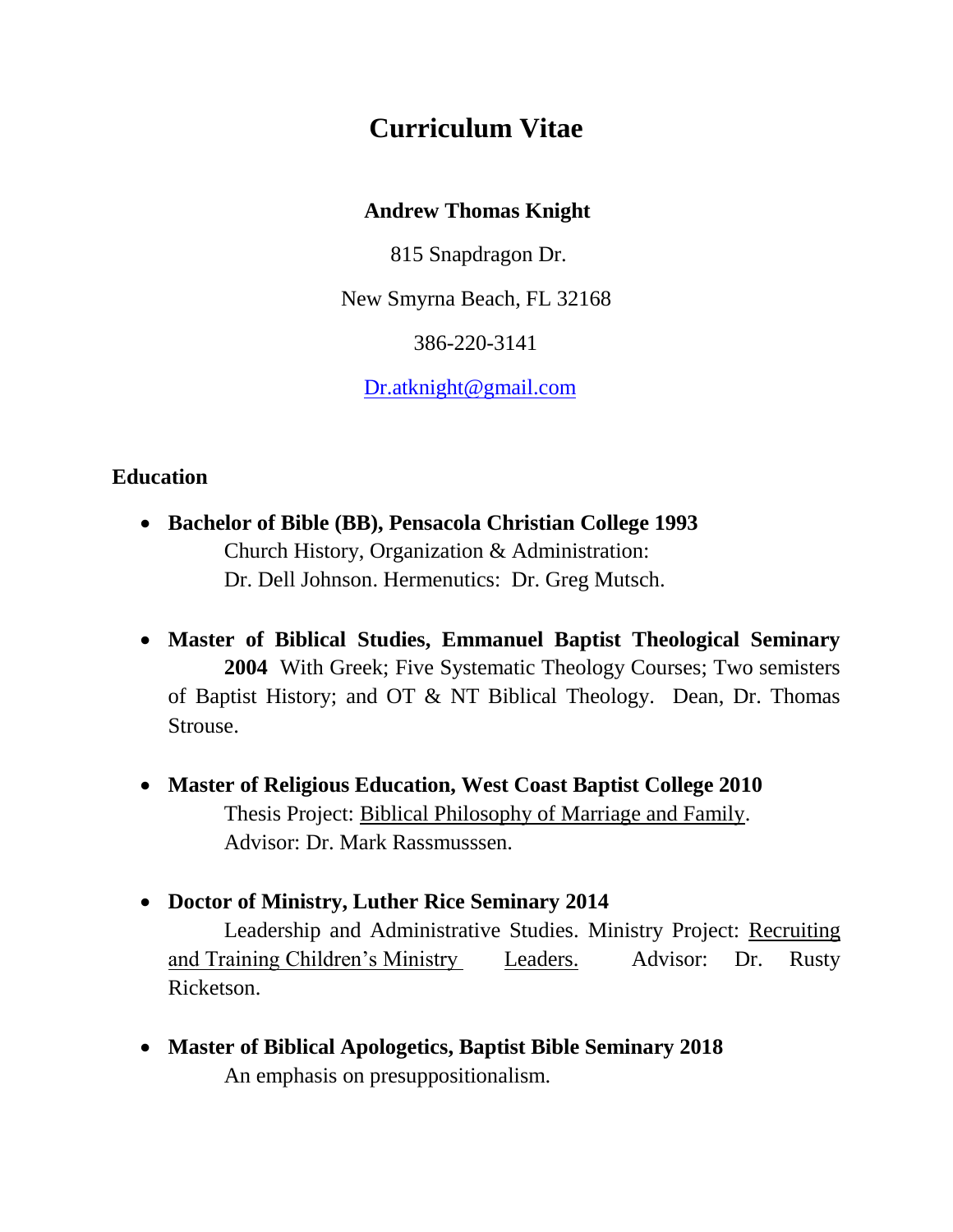# Curriculum Vitae

**Andrew Thomas Knight**

815 Snapdragon Dr.

New Smyrna Beach, FL 32168

386-220-3141

Dr.atknight@gmail.com

## Education

- **Bachelor of Bible (BB), Pensacola Christian College 1993**
  Church History, Organization & Administration: Dr. Dell Johnson. Hermenutics: Dr. Greg Mutsch.

- **Master of Biblical Studies, Emmanuel Baptist Theological Seminary 2004** With Greek; Five Systematic Theology Courses; Two semisters of Baptist History; and OT & NT Biblical Theology. Dean, Dr. Thomas Strouse.

- **Master of Religious Education, West Coast Baptist College 2010**
  Thesis Project: Biblical Philosophy of Marriage and Family.
  Advisor: Dr. Mark Rassmusssen.

- **Doctor of Ministry, Luther Rice Seminary 2014**
  Leadership and Administrative Studies. Ministry Project: Recruiting and Training Children's Ministry Leaders. Advisor: Dr. Rusty Ricketson.

- **Master of Biblical Apologetics, Baptist Bible Seminary 2018**
  An emphasis on presuppositionalism.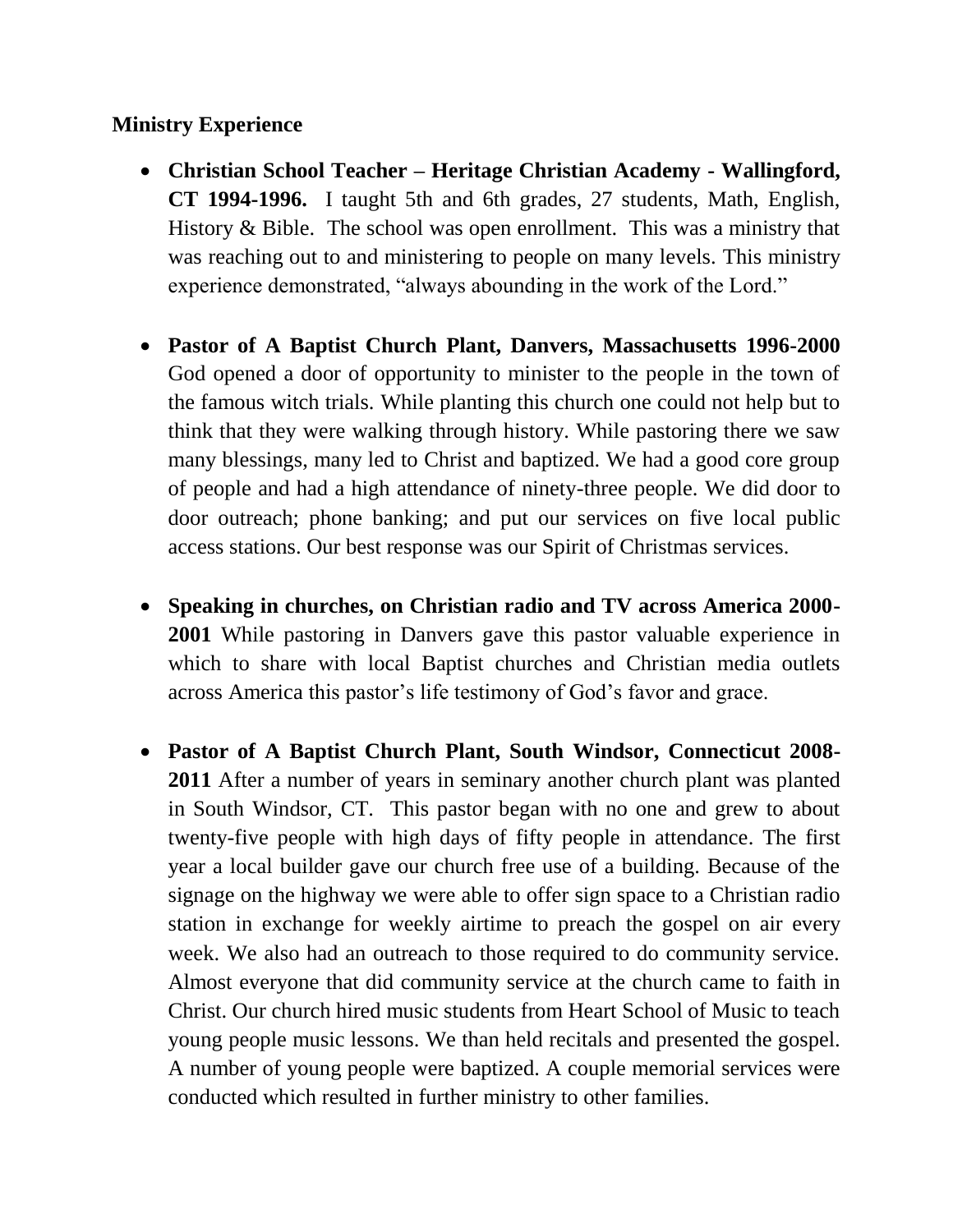**Ministry Experience**

- **Christian School Teacher – Heritage Christian Academy - Wallingford, CT 1994-1996.** I taught 5th and 6th grades, 27 students, Math, English, History & Bible. The school was open enrollment. This was a ministry that was reaching out to and ministering to people on many levels. This ministry experience demonstrated, "always abounding in the work of the Lord."

- **Pastor of A Baptist Church Plant, Danvers, Massachusetts 1996-2000** God opened a door of opportunity to minister to the people in the town of the famous witch trials. While planting this church one could not help but to think that they were walking through history. While pastoring there we saw many blessings, many led to Christ and baptized. We had a good core group of people and had a high attendance of ninety-three people. We did door to door outreach; phone banking; and put our services on five local public access stations. Our best response was our Spirit of Christmas services.

- **Speaking in churches, on Christian radio and TV across America 2000-2001** While pastoring in Danvers gave this pastor valuable experience in which to share with local Baptist churches and Christian media outlets across America this pastor's life testimony of God's favor and grace.

- **Pastor of A Baptist Church Plant, South Windsor, Connecticut 2008-2011** After a number of years in seminary another church plant was planted in South Windsor, CT. This pastor began with no one and grew to about twenty-five people with high days of fifty people in attendance. The first year a local builder gave our church free use of a building. Because of the signage on the highway we were able to offer sign space to a Christian radio station in exchange for weekly airtime to preach the gospel on air every week. We also had an outreach to those required to do community service. Almost everyone that did community service at the church came to faith in Christ. Our church hired music students from Heart School of Music to teach young people music lessons. We than held recitals and presented the gospel. A number of young people were baptized. A couple memorial services were conducted which resulted in further ministry to other families.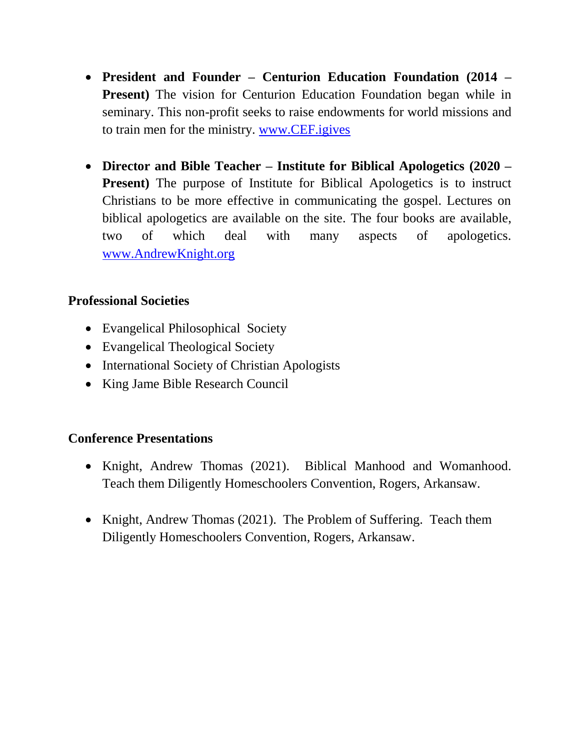- **President and Founder – Centurion Education Foundation (2014 – Present)** The vision for Centurion Education Foundation began while in seminary. This non-profit seeks to raise endowments for world missions and to train men for the ministry. [www.CEF.igives](www.CEF.igives)

- **Director and Bible Teacher – Institute for Biblical Apologetics (2020 – Present)** The purpose of Institute for Biblical Apologetics is to instruct Christians to be more effective in communicating the gospel. Lectures on biblical apologetics are available on the site. The four books are available, two of which deal with many aspects of apologetics. [www.AndrewKnight.org](www.AndrewKnight.org)

## Professional Societies

- Evangelical Philosophical Society
- Evangelical Theological Society
- International Society of Christian Apologists
- King Jame Bible Research Council

## Conference Presentations

- Knight, Andrew Thomas (2021). Biblical Manhood and Womanhood. Teach them Diligently Homeschoolers Convention, Rogers, Arkansaw.

- Knight, Andrew Thomas (2021). The Problem of Suffering. Teach them Diligently Homeschoolers Convention, Rogers, Arkansaw.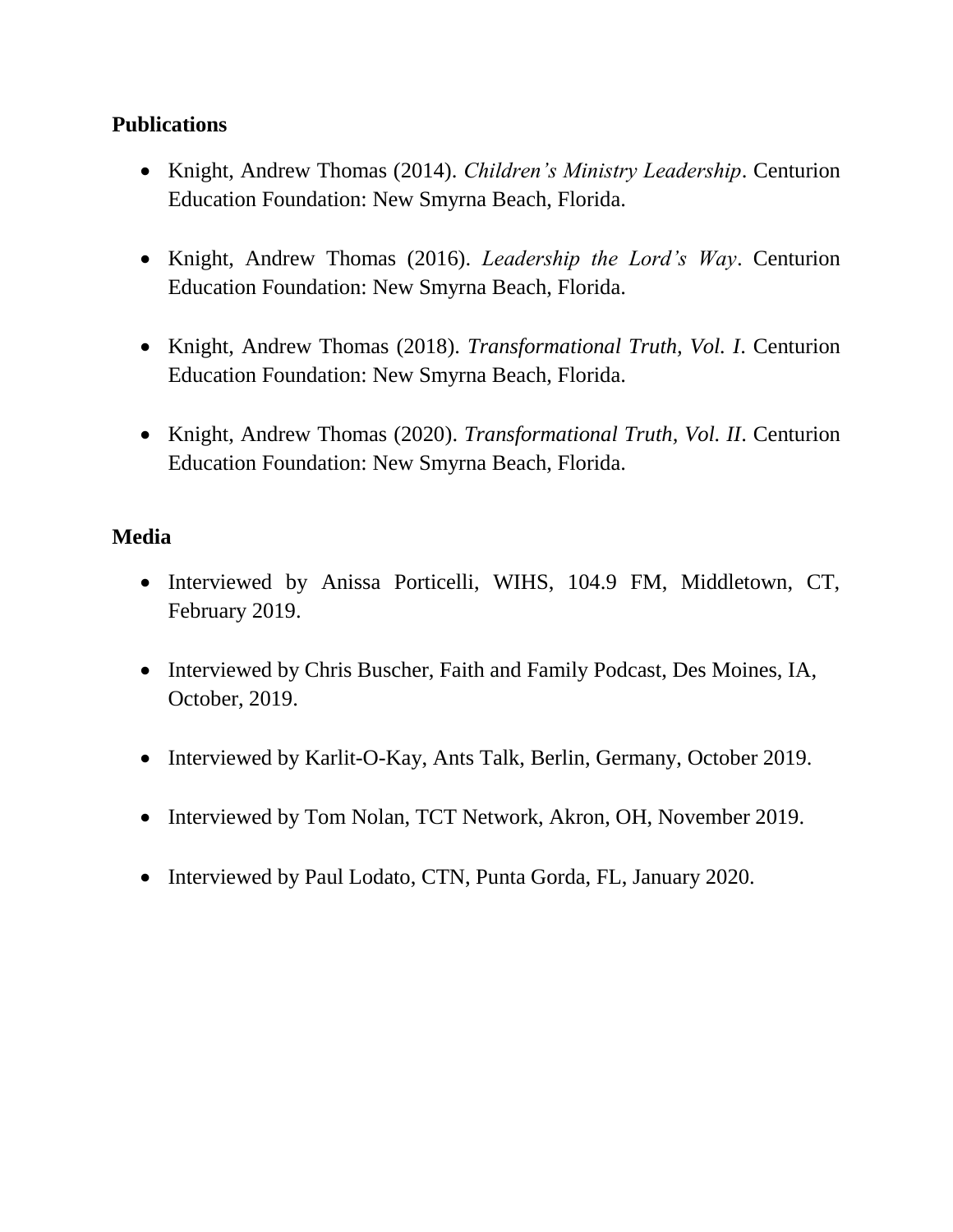**Publications**

- Knight, Andrew Thomas (2014). *Children's Ministry Leadership*. Centurion Education Foundation: New Smyrna Beach, Florida.

- Knight, Andrew Thomas (2016). *Leadership the Lord's Way*. Centurion Education Foundation: New Smyrna Beach, Florida.

- Knight, Andrew Thomas (2018). *Transformational Truth, Vol. I*. Centurion Education Foundation: New Smyrna Beach, Florida.

- Knight, Andrew Thomas (2020). *Transformational Truth, Vol. II*. Centurion Education Foundation: New Smyrna Beach, Florida.

**Media**

- Interviewed by Anissa Porticelli, WIHS, 104.9 FM, Middletown, CT, February 2019.

- Interviewed by Chris Buscher, Faith and Family Podcast, Des Moines, IA, October, 2019.

- Interviewed by Karlit-O-Kay, Ants Talk, Berlin, Germany, October 2019.

- Interviewed by Tom Nolan, TCT Network, Akron, OH, November 2019.

- Interviewed by Paul Lodato, CTN, Punta Gorda, FL, January 2020.